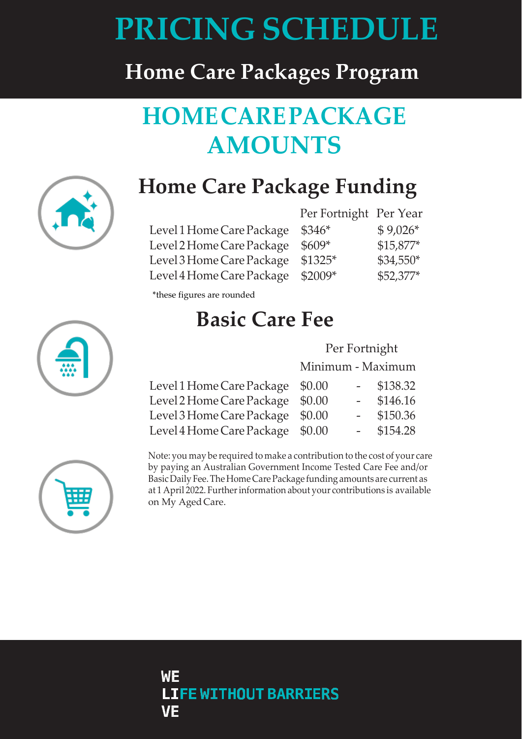# PRICING SCHEDULE

## Home Care Packages Program

## HOME CARE PACKAGE AMOUNTS

### Home Care Package Funding

| | Per Fortnight | Per Year |
|---|---|---|
| Level 1 Home Care Package | $346* | $ 9,026* |
| Level 2 Home Care Package | $609* | $15,877* |
| Level 3 Home Care Package | $1325* | $34,550* |
| Level 4 Home Care Package | $2009* | $52,377* |

*these figures are rounded

### Basic Care Fee

| | Per Fortnight | | |
|---|---|---|---|
| | Minimum | - | Maximum |
| Level 1 Home Care Package | $0.00 | - | $138.32 |
| Level 2 Home Care Package | $0.00 | - | $146.16 |
| Level 3 Home Care Package | $0.00 | - | $150.36 |
| Level 4 Home Care Package | $0.00 | - | $154.28 |

Note: you may be required to make a contribution to the cost of your care by paying an Australian Government Income Tested Care Fee and/or Basic Daily Fee. The Home Care Package funding amounts are current as at 1 April 2022. Further information about your contributions is available on My Aged Care.

WE LIVE LIFE WITHOUT BARRIERS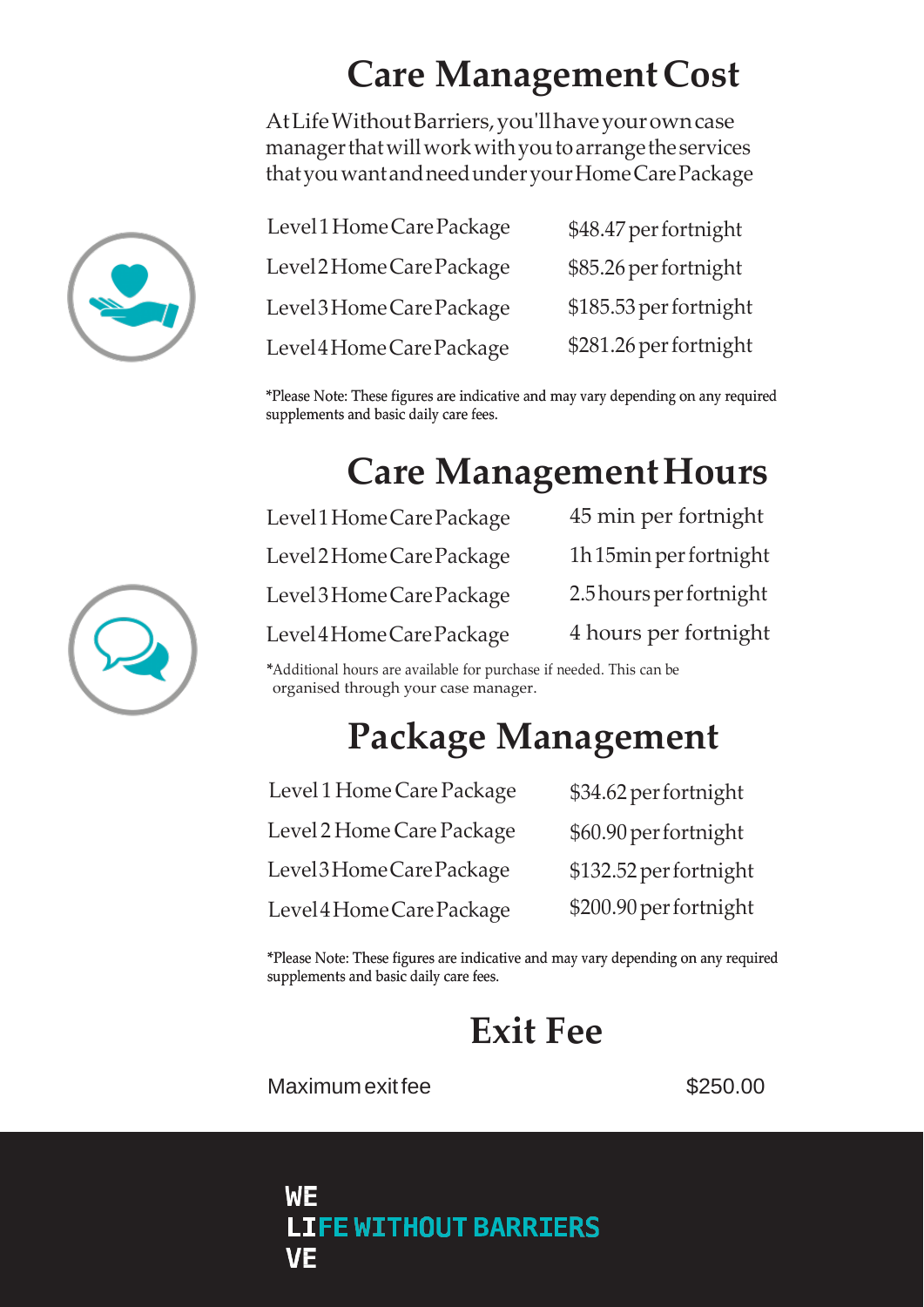# Care Management Cost

At Life Without Barriers, you'll have your own case manager that will work with you to arrange the services that you want and need under your Home Care Package

| | |
|---|---|
| Level 1 Home Care Package | $48.47 per fortnight |
| Level 2 Home Care Package | $85.26 per fortnight |
| Level 3 Home Care Package | $185.53 per fortnight |
| Level 4 Home Care Package | $281.26 per fortnight |

*Please Note: These figures are indicative and may vary depending on any required supplements and basic daily care fees.

# Care Management Hours

| | |
|---|---|
| Level 1 Home Care Package | 45 min per fortnight |
| Level 2 Home Care Package | 1h 15min per fortnight |
| Level 3 Home Care Package | 2.5 hours per fortnight |
| Level 4 Home Care Package | 4 hours per fortnight |

*Additional hours are available for purchase if needed. This can be organised through your case manager.

# Package Management

| | |
|---|---|
| Level 1 Home Care Package | $34.62 per fortnight |
| Level 2 Home Care Package | $60.90 per fortnight |
| Level 3 Home Care Package | $132.52 per fortnight |
| Level 4 Home Care Package | $200.90 per fortnight |

*Please Note: These figures are indicative and may vary depending on any required supplements and basic daily care fees.

# Exit Fee

| | |
|---|---|
| Maximum exit fee | $250.00 |

WE
LIFE WITHOUT BARRIERS
VE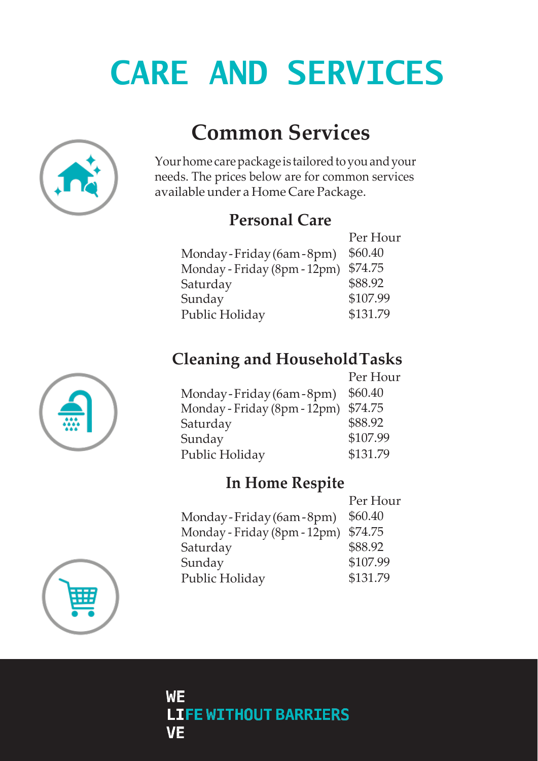# CARE AND SERVICES

## Common Services

Your home care package is tailored to you and your needs. The prices below are for common services available under a Home Care Package.

### Personal Care

| | Per Hour |
|---|---|
| Monday - Friday (6am - 8pm) | $60.40 |
| Monday - Friday (8pm - 12pm) | $74.75 |
| Saturday | $88.92 |
| Sunday | $107.99 |
| Public Holiday | $131.79 |

### Cleaning and Household Tasks

| | Per Hour |
|---|---|
| Monday - Friday (6am - 8pm) | $60.40 |
| Monday - Friday (8pm - 12pm) | $74.75 |
| Saturday | $88.92 |
| Sunday | $107.99 |
| Public Holiday | $131.79 |

### In Home Respite

| | Per Hour |
|---|---|
| Monday - Friday (6am - 8pm) | $60.40 |
| Monday - Friday (8pm - 12pm) | $74.75 |
| Saturday | $88.92 |
| Sunday | $107.99 |
| Public Holiday | $131.79 |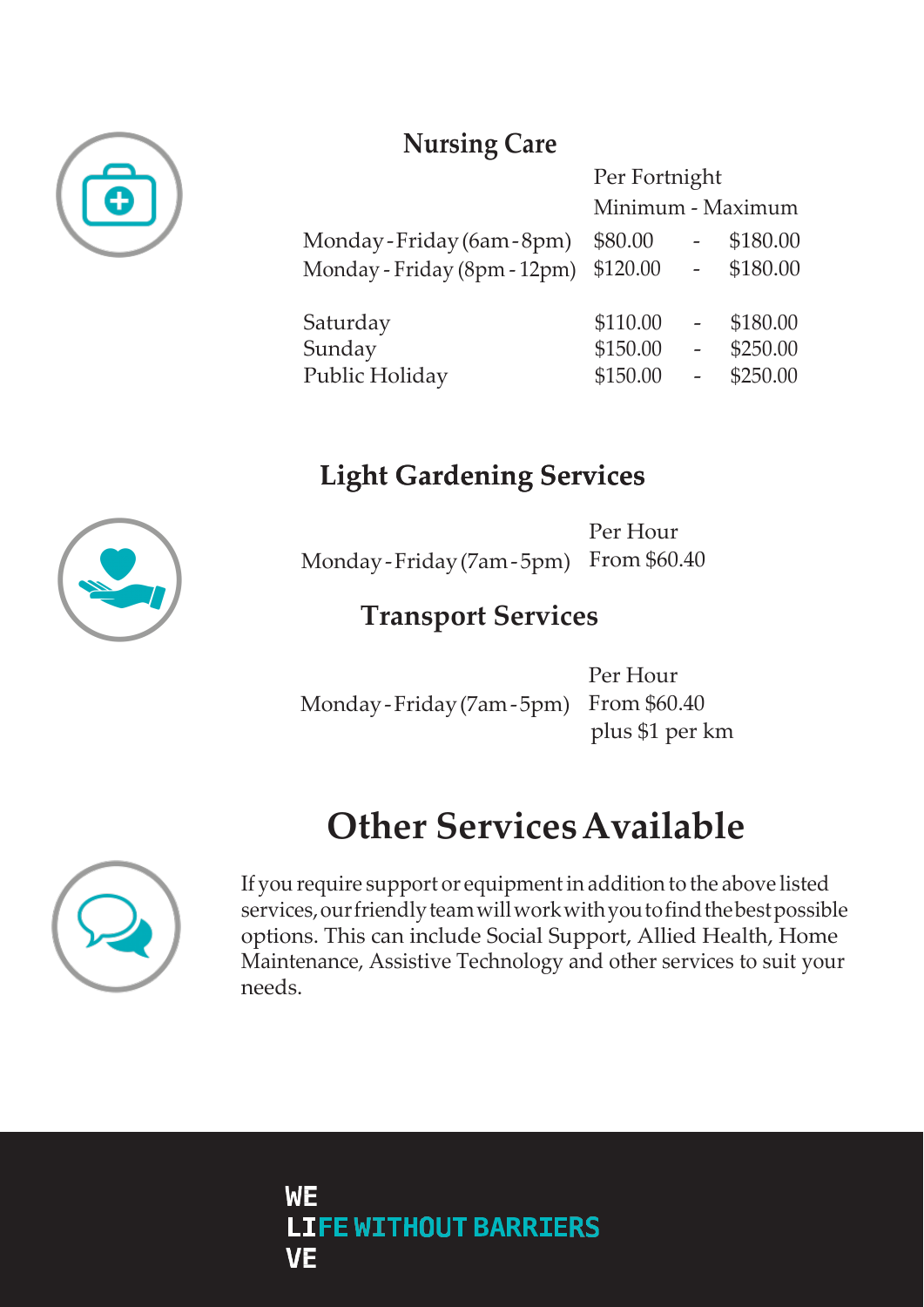## Nursing Care

| | Per Fortnight Minimum - Maximum |
|---|---|
| Monday - Friday (6am - 8pm) | $80.00 - $180.00 |
| Monday - Friday (8pm - 12pm) | $120.00 - $180.00 |
| Saturday | $110.00 - $180.00 |
| Sunday | $150.00 - $250.00 |
| Public Holiday | $150.00 - $250.00 |

## Light Gardening Services

| | Per Hour |
|---|---|
| Monday - Friday (7am - 5pm) | From $60.40 |

## Transport Services

| | Per Hour |
|---|---|
| Monday - Friday (7am - 5pm) | From $60.40 plus $1 per km |

# Other Services Available

If you require support or equipment in addition to the above listed services, our friendly team will work with you to find the best possible options. This can include Social Support, Allied Health, Home Maintenance, Assistive Technology and other services to suit your needs.

WE LIFE WITHOUT BARRIERS VE